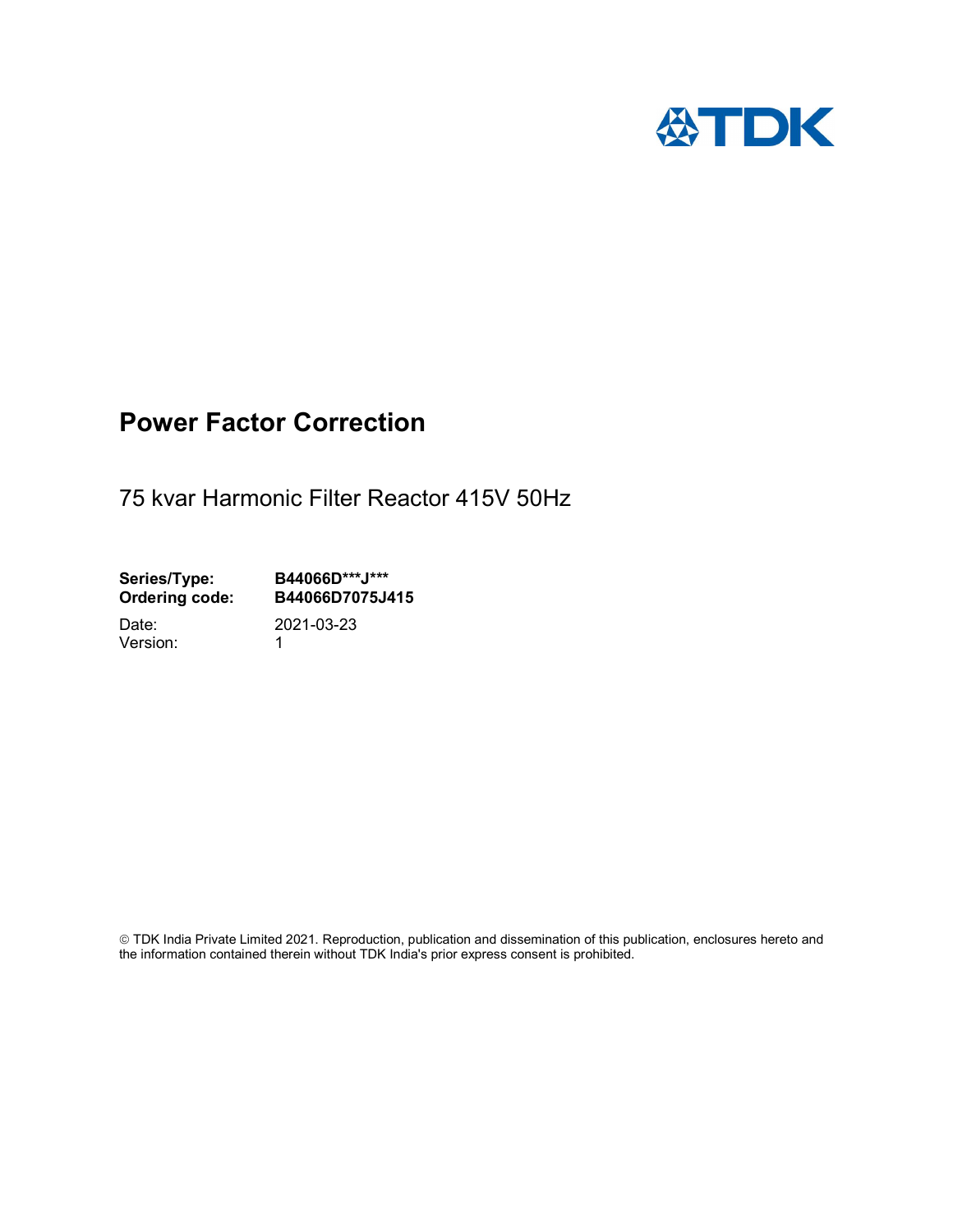# Power Factor Correction

75 kvar Harmonic Filter Reactor 415V 50Hz

**Series/Type:** **B44066D***J*****
**Ordering code:** **B44066D7075J415**

Date: 2021-03-23
Version: 1

© TDK India Private Limited 2021. Reproduction, publication and dissemination of this publication, enclosures hereto and the information contained therein without TDK India's prior express consent is prohibited.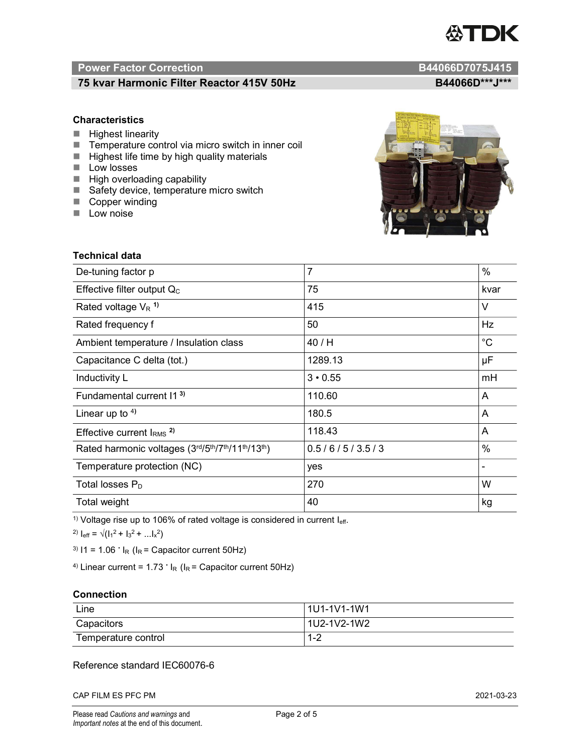## Power Factor Correction — B44066D7075J415

### 75 kvar Harmonic Filter Reactor 415V 50Hz — B44066D\*\*\*J\*\*\*

### Characteristics

- Highest linearity
- Temperature control via micro switch in inner coil
- Highest life time by high quality materials
- Low losses
- High overloading capability
- Safety device, temperature micro switch
- Copper winding
- Low noise

### Technical data

| | | |
|---|---|---|
| De-tuning factor p | 7 | % |
| Effective filter output $Q_C$ | 75 | kvar |
| Rated voltage $V_R$ [1)] | 415 | V |
| Rated frequency f | 50 | Hz |
| Ambient temperature / Insulation class | 40 / H | °C |
| Capacitance C delta (tot.) | 1289.13 | µF |
| Inductivity L | 3 • 0.55 | mH |
| Fundamental current I1 [3)] | 110.60 | A |
| Linear up to [4)] | 180.5 | A |
| Effective current $I_{RMS}$ [2)] | 118.43 | A |
| Rated harmonic voltages (3rd/5th/7th/11th/13th) | 0.5 / 6 / 5 / 3.5 / 3 | % |
| Temperature protection (NC) | yes | - |
| Total losses $P_D$ | 270 | W |
| Total weight | 40 | kg |

[1)] Voltage rise up to 106% of rated voltage is considered in current $I_{eff}$.

[2)] $I_{eff} = \sqrt{(I_1^2 + I_3^2 + ...I_x^2)}$

[3)] $I1 = 1.06 \cdot I_R$ ($I_R$ = Capacitor current 50Hz)

[4)] Linear current = $1.73 \cdot I_R$ ($I_R$ = Capacitor current 50Hz)

### Connection

| | |
|---|---|
| Line | 1U1-1V1-1W1 |
| Capacitors | 1U2-1V2-1W2 |
| Temperature control | 1-2 |

Reference standard IEC60076-6

CAP FILM ES PFC PM — 2021-03-23

Please read *Cautions and warnings* and *Important notes* at the end of this document.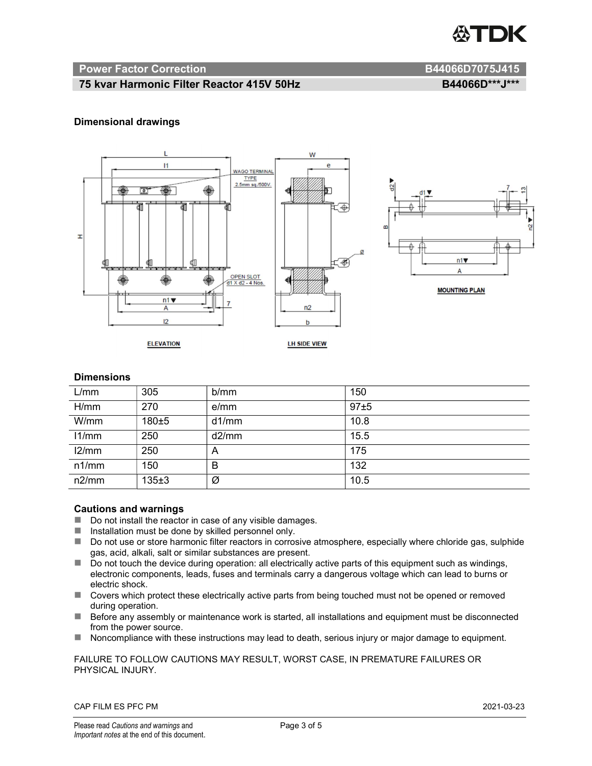## Power Factor Correction B44066D7075J415

## 75 kvar Harmonic Filter Reactor 415V 50Hz B44066D\*\*\*J\*\*\*

### Dimensional drawings

ELEVATION

LH SIDE VIEW

MOUNTING PLAN

### Dimensions

| L/mm | 305 | b/mm | 150 |
|---|---|---|---|
| H/mm | 270 | e/mm | 97±5 |
| W/mm | 180±5 | d1/mm | 10.8 |
| l1/mm | 250 | d2/mm | 15.5 |
| l2/mm | 250 | A | 175 |
| n1/mm | 150 | B | 132 |
| n2/mm | 135±3 | Ø | 10.5 |

### Cautions and warnings

- Do not install the reactor in case of any visible damages.
- Installation must be done by skilled personnel only.
- Do not use or store harmonic filter reactors in corrosive atmosphere, especially where chloride gas, sulphide gas, acid, alkali, salt or similar substances are present.
- Do not touch the device during operation: all electrically active parts of this equipment such as windings, electronic components, leads, fuses and terminals carry a dangerous voltage which can lead to burns or electric shock.
- Covers which protect these electrically active parts from being touched must not be opened or removed during operation.
- Before any assembly or maintenance work is started, all installations and equipment must be disconnected from the power source.
- Noncompliance with these instructions may lead to death, serious injury or major damage to equipment.

FAILURE TO FOLLOW CAUTIONS MAY RESULT, WORST CASE, IN PREMATURE FAILURES OR PHYSICAL INJURY.

CAP FILM ES PFC PM 2021-03-23

Please read *Cautions and warnings* and *Important notes* at the end of this document.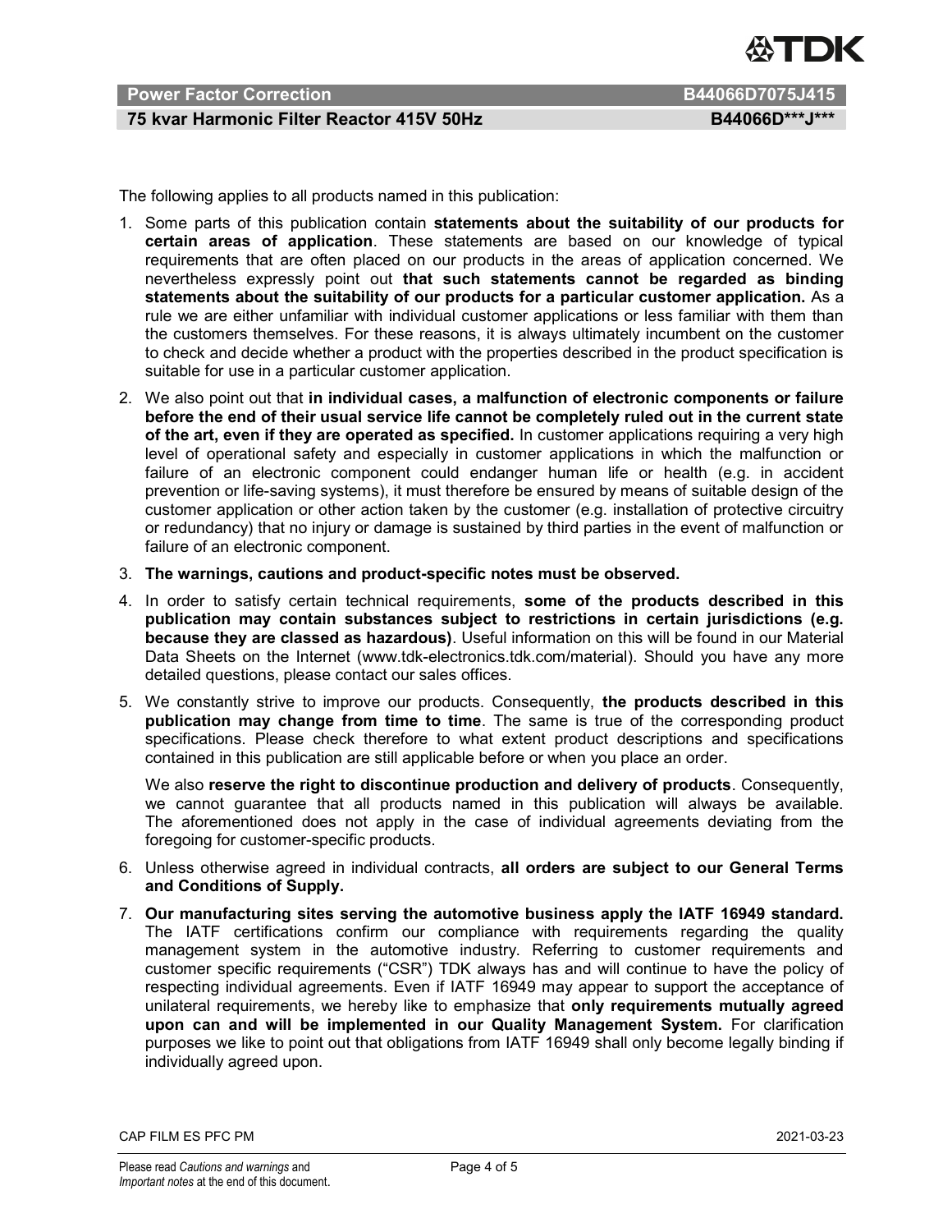The following applies to all products named in this publication:

1. Some parts of this publication contain **statements about the suitability of our products for certain areas of application**. These statements are based on our knowledge of typical requirements that are often placed on our products in the areas of application concerned. We nevertheless expressly point out **that such statements cannot be regarded as binding statements about the suitability of our products for a particular customer application.** As a rule we are either unfamiliar with individual customer applications or less familiar with them than the customers themselves. For these reasons, it is always ultimately incumbent on the customer to check and decide whether a product with the properties described in the product specification is suitable for use in a particular customer application.
2. We also point out that **in individual cases, a malfunction of electronic components or failure before the end of their usual service life cannot be completely ruled out in the current state of the art, even if they are operated as specified.** In customer applications requiring a very high level of operational safety and especially in customer applications in which the malfunction or failure of an electronic component could endanger human life or health (e.g. in accident prevention or life-saving systems), it must therefore be ensured by means of suitable design of the customer application or other action taken by the customer (e.g. installation of protective circuitry or redundancy) that no injury or damage is sustained by third parties in the event of malfunction or failure of an electronic component.
3. **The warnings, cautions and product-specific notes must be observed.**
4. In order to satisfy certain technical requirements, **some of the products described in this publication may contain substances subject to restrictions in certain jurisdictions (e.g. because they are classed as hazardous)**. Useful information on this will be found in our Material Data Sheets on the Internet (www.tdk-electronics.tdk.com/material). Should you have any more detailed questions, please contact our sales offices.
5. We constantly strive to improve our products. Consequently, **the products described in this publication may change from time to time**. The same is true of the corresponding product specifications. Please check therefore to what extent product descriptions and specifications contained in this publication are still applicable before or when you place an order.

   We also **reserve the right to discontinue production and delivery of products**. Consequently, we cannot guarantee that all products named in this publication will always be available. The aforementioned does not apply in the case of individual agreements deviating from the foregoing for customer-specific products.
6. Unless otherwise agreed in individual contracts, **all orders are subject to our General Terms and Conditions of Supply.**
7. **Our manufacturing sites serving the automotive business apply the IATF 16949 standard.** The IATF certifications confirm our compliance with requirements regarding the quality management system in the automotive industry. Referring to customer requirements and customer specific requirements ("CSR") TDK always has and will continue to have the policy of respecting individual agreements. Even if IATF 16949 may appear to support the acceptance of unilateral requirements, we hereby like to emphasize that **only requirements mutually agreed upon can and will be implemented in our Quality Management System.** For clarification purposes we like to point out that obligations from IATF 16949 shall only become legally binding if individually agreed upon.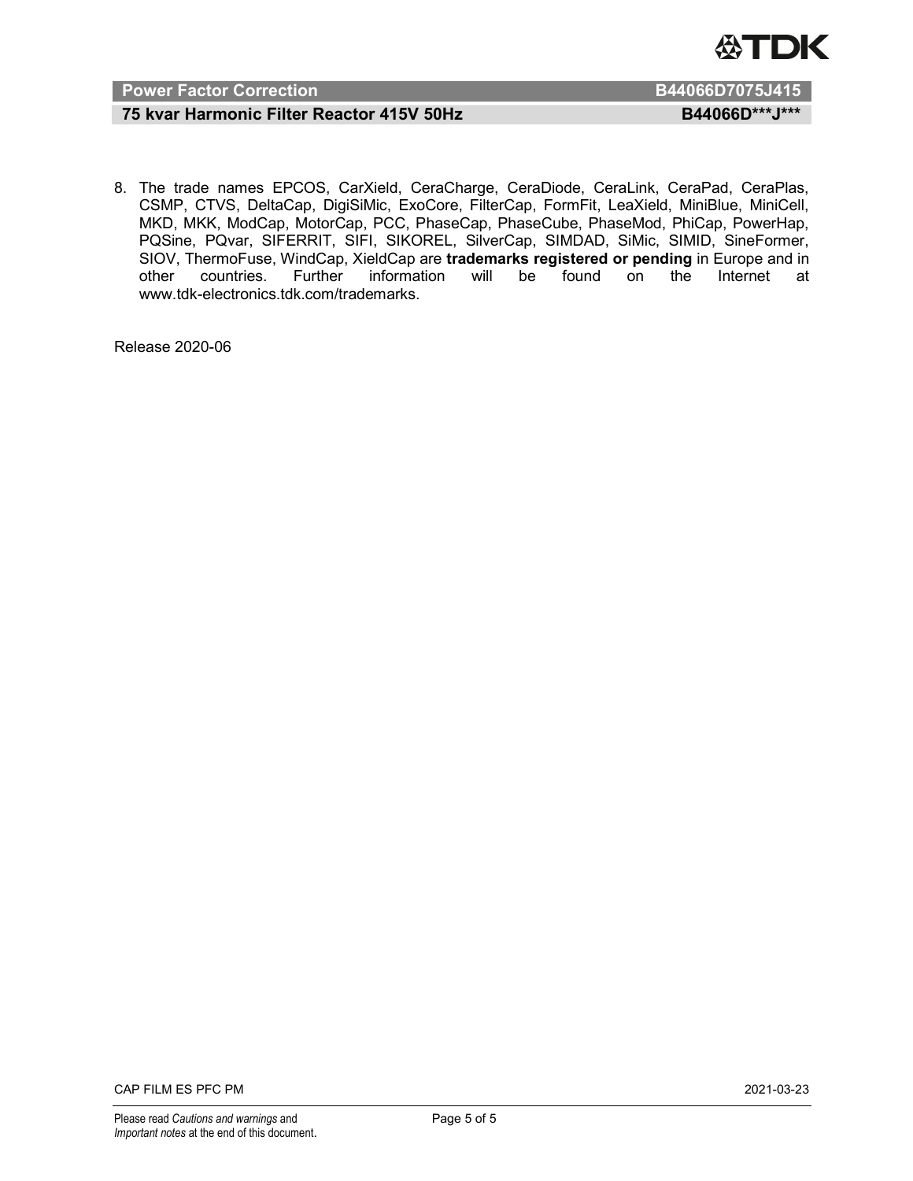8. The trade names EPCOS, CarXield, CeraCharge, CeraDiode, CeraLink, CeraPad, CeraPlas, CSMP, CTVS, DeltaCap, DigiSiMic, ExoCore, FilterCap, FormFit, LeaXield, MiniBlue, MiniCell, MKD, MKK, ModCap, MotorCap, PCC, PhaseCap, PhaseCube, PhaseMod, PhiCap, PowerHap, PQSine, PQvar, SIFERRIT, SIFI, SIKOREL, SilverCap, SIMDAD, SiMic, SIMID, SineFormer, SIOV, ThermoFuse, WindCap, XieldCap are **trademarks registered or pending** in Europe and in other countries. Further information will be found on the Internet at www.tdk-electronics.tdk.com/trademarks.

Release 2020-06